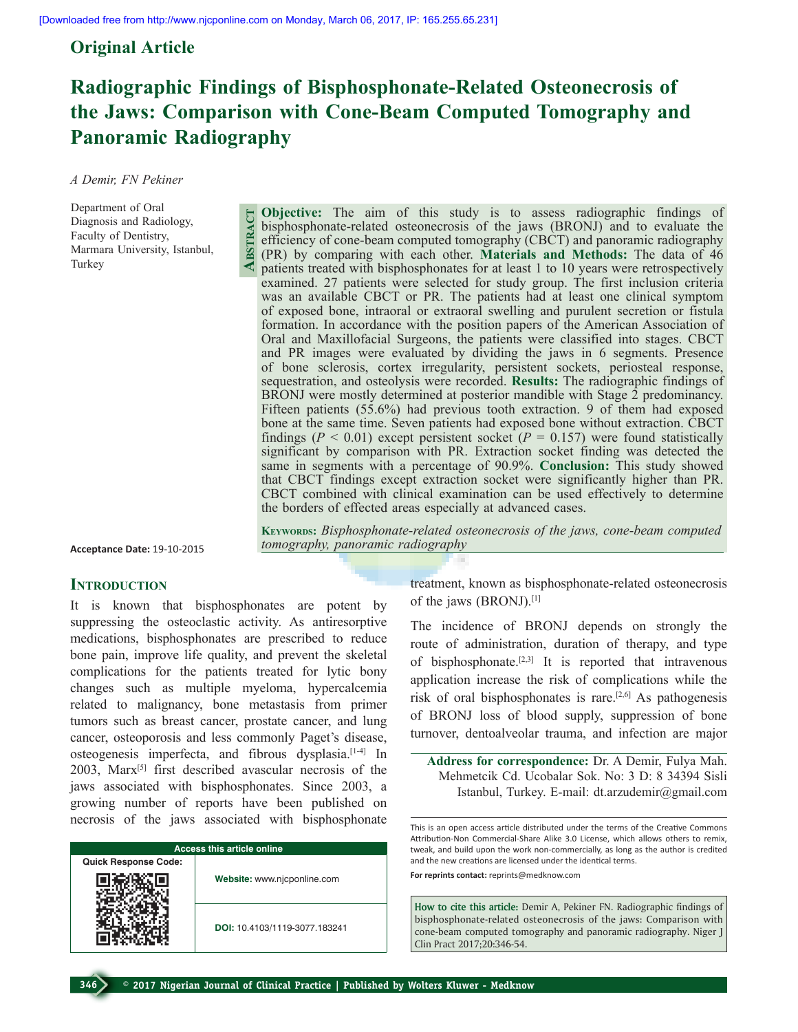Original Article

# Radiographic Findings of Bisphosphonate-Related Osteonecrosis of the Jaws: Comparison with Cone-Beam Computed Tomography and Panoramic Radiography

*A Demir, FN Pekiner*

Department of Oral Diagnosis and Radiology, Faculty of Dentistry, Marmara University, Istanbul, Turkey

## Abstract

**Objective:** The aim of this study is to assess radiographic findings of bisphosphonate-related osteonecrosis of the jaws (BRONJ) and to evaluate the efficiency of cone-beam computed tomography (CBCT) and panoramic radiography (PR) by comparing with each other. **Materials and Methods:** The data of 46 patients treated with bisphosphonates for at least 1 to 10 years were retrospectively examined. 27 patients were selected for study group. The first inclusion criteria was an available CBCT or PR. The patients had at least one clinical symptom of exposed bone, intraoral or extraoral swelling and purulent secretion or fistula formation. In accordance with the position papers of the American Association of Oral and Maxillofacial Surgeons, the patients were classified into stages. CBCT and PR images were evaluated by dividing the jaws in 6 segments. Presence of bone sclerosis, cortex irregularity, persistent sockets, periosteal response, sequestration, and osteolysis were recorded. **Results:** The radiographic findings of BRONJ were mostly determined at posterior mandible with Stage 2 predominancy. Fifteen patients (55.6%) had previous tooth extraction. 9 of them had exposed bone at the same time. Seven patients had exposed bone without extraction. CBCT findings ($P < 0.01$) except persistent socket ($P = 0.157$) were found statistically significant by comparison with PR. Extraction socket finding was detected the same in segments with a percentage of 90.9%. **Conclusion:** This study showed that CBCT findings except extraction socket were significantly higher than PR. CBCT combined with clinical examination can be used effectively to determine the borders of effected areas especially at advanced cases.

**Keywords:** *Bisphosphonate-related osteonecrosis of the jaws, cone-beam computed tomography, panoramic radiography*

**Acceptance Date:** 19-10-2015

## Introduction

It is known that bisphosphonates are potent by suppressing the osteoclastic activity. As antiresorptive medications, bisphosphonates are prescribed to reduce bone pain, improve life quality, and prevent the skeletal complications for the patients treated for lytic bony changes such as multiple myeloma, hypercalcemia related to malignancy, bone metastasis from primer tumors such as breast cancer, prostate cancer, and lung cancer, osteoporosis and less commonly Paget's disease, osteogenesis imperfecta, and fibrous dysplasia.[1-4] In 2003, Marx[5] first described avascular necrosis of the jaws associated with bisphosphonates. Since 2003, a growing number of reports have been published on necrosis of the jaws associated with bisphosphonate treatment, known as bisphosphonate-related osteonecrosis of the jaws (BRONJ).[1]

The incidence of BRONJ depends on strongly the route of administration, duration of therapy, and type of bisphosphonate.[2,3] It is reported that intravenous application increase the risk of complications while the risk of oral bisphosphonates is rare.[2,6] As pathogenesis of BRONJ loss of blood supply, suppression of bone turnover, dentoalveolar trauma, and infection are major

**Address for correspondence:** Dr. A Demir, Fulya Mah. Mehmetcik Cd. Ucobalar Sok. No: 3 D: 8 34394 Sisli Istanbul, Turkey. E-mail: dt.arzudemir@gmail.com

| Access this article online | |
|---|---|
| Quick Response Code: | Website: www.njcponline.com |
| | DOI: 10.4103/1119-3077.183241 |

This is an open access article distributed under the terms of the Creative Commons Attribution-Non Commercial-Share Alike 3.0 License, which allows others to remix, tweak, and build upon the work non-commercially, as long as the author is credited and the new creations are licensed under the identical terms.

**For reprints contact:** reprints@medknow.com

**How to cite this article:** Demir A, Pekiner FN. Radiographic findings of bisphosphonate-related osteonecrosis of the jaws: Comparison with cone-beam computed tomography and panoramic radiography. Niger J Clin Pract 2017;20:346-54.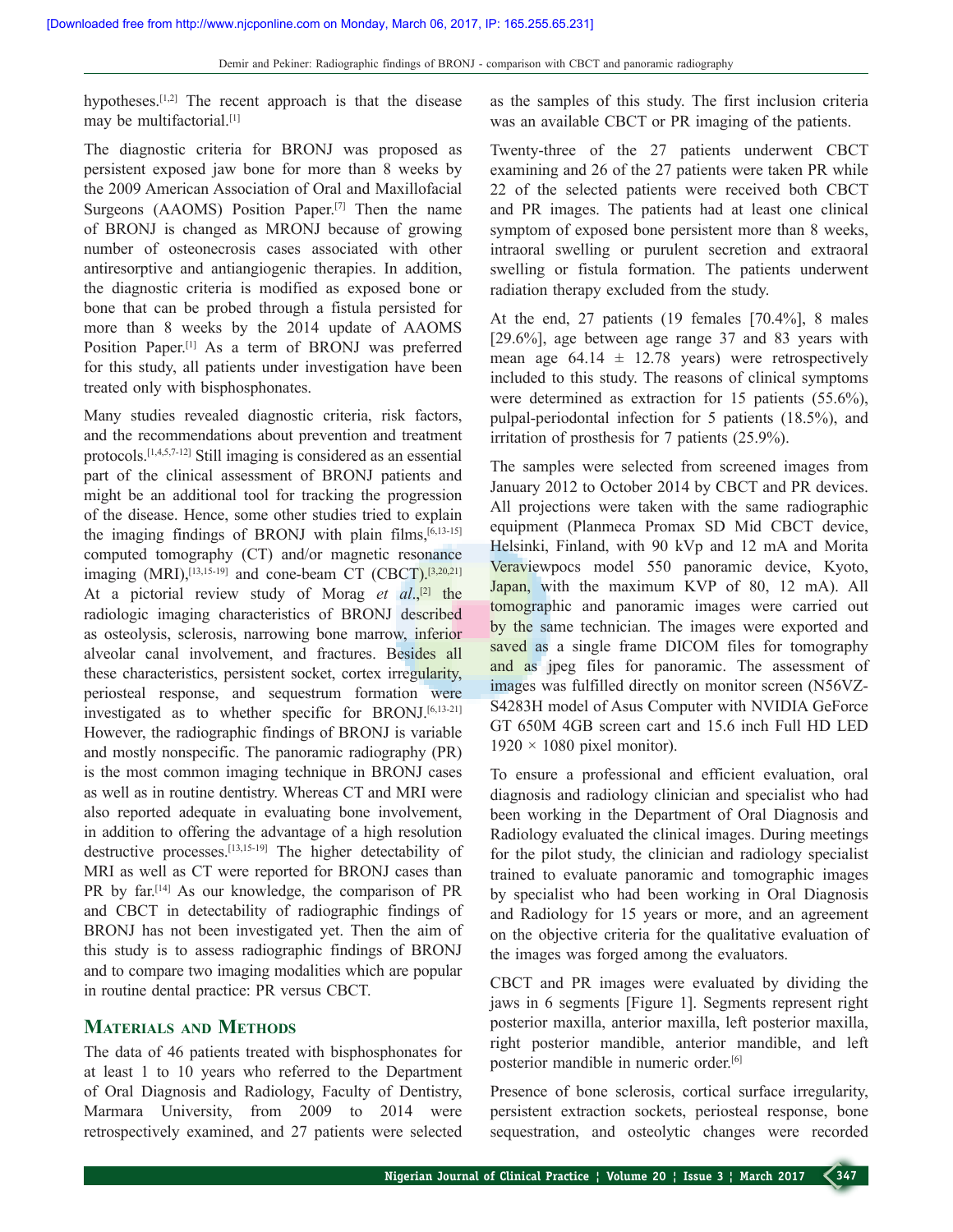hypotheses.[1,2] The recent approach is that the disease may be multifactorial.[1]

The diagnostic criteria for BRONJ was proposed as persistent exposed jaw bone for more than 8 weeks by the 2009 American Association of Oral and Maxillofacial Surgeons (AAOMS) Position Paper.[7] Then the name of BRONJ is changed as MRONJ because of growing number of osteonecrosis cases associated with other antiresorptive and antiangiogenic therapies. In addition, the diagnostic criteria is modified as exposed bone or bone that can be probed through a fistula persisted for more than 8 weeks by the 2014 update of AAOMS Position Paper.[1] As a term of BRONJ was preferred for this study, all patients under investigation have been treated only with bisphosphonates.

Many studies revealed diagnostic criteria, risk factors, and the recommendations about prevention and treatment protocols.[1,4,5,7-12] Still imaging is considered as an essential part of the clinical assessment of BRONJ patients and might be an additional tool for tracking the progression of the disease. Hence, some other studies tried to explain the imaging findings of BRONJ with plain films,[6,13-15] computed tomography (CT) and/or magnetic resonance imaging (MRI),[13,15-19] and cone-beam CT (CBCT).[3,20,21] At a pictorial review study of Morag *et al*.,[2] the radiologic imaging characteristics of BRONJ described as osteolysis, sclerosis, narrowing bone marrow, inferior alveolar canal involvement, and fractures. Besides all these characteristics, persistent socket, cortex irregularity, periosteal response, and sequestrum formation were investigated as to whether specific for BRONJ.[6,13-21] However, the radiographic findings of BRONJ is variable and mostly nonspecific. The panoramic radiography (PR) is the most common imaging technique in BRONJ cases as well as in routine dentistry. Whereas CT and MRI were also reported adequate in evaluating bone involvement, in addition to offering the advantage of a high resolution destructive processes.[13,15-19] The higher detectability of MRI as well as CT were reported for BRONJ cases than PR by far.[14] As our knowledge, the comparison of PR and CBCT in detectability of radiographic findings of BRONJ has not been investigated yet. Then the aim of this study is to assess radiographic findings of BRONJ and to compare two imaging modalities which are popular in routine dental practice: PR versus CBCT.

## Materials and Methods

The data of 46 patients treated with bisphosphonates for at least 1 to 10 years who referred to the Department of Oral Diagnosis and Radiology, Faculty of Dentistry, Marmara University, from 2009 to 2014 were retrospectively examined, and 27 patients were selected as the samples of this study. The first inclusion criteria was an available CBCT or PR imaging of the patients.

Twenty-three of the 27 patients underwent CBCT examining and 26 of the 27 patients were taken PR while 22 of the selected patients were received both CBCT and PR images. The patients had at least one clinical symptom of exposed bone persistent more than 8 weeks, intraoral swelling or purulent secretion and extraoral swelling or fistula formation. The patients underwent radiation therapy excluded from the study.

At the end, 27 patients (19 females [70.4%], 8 males [29.6%], age between age range 37 and 83 years with mean age 64.14 ± 12.78 years) were retrospectively included to this study. The reasons of clinical symptoms were determined as extraction for 15 patients (55.6%), pulpal-periodontal infection for 5 patients (18.5%), and irritation of prosthesis for 7 patients (25.9%).

The samples were selected from screened images from January 2012 to October 2014 by CBCT and PR devices. All projections were taken with the same radiographic equipment (Planmeca Promax SD Mid CBCT device, Helsinki, Finland, with 90 kVp and 12 mA and Morita Veraviewpocs model 550 panoramic device, Kyoto, Japan, with the maximum KVP of 80, 12 mA). All tomographic and panoramic images were carried out by the same technician. The images were exported and saved as a single frame DICOM files for tomography and as jpeg files for panoramic. The assessment of images was fulfilled directly on monitor screen (N56VZ-S4283H model of Asus Computer with NVIDIA GeForce GT 650M 4GB screen cart and 15.6 inch Full HD LED 1920 × 1080 pixel monitor).

To ensure a professional and efficient evaluation, oral diagnosis and radiology clinician and specialist who had been working in the Department of Oral Diagnosis and Radiology evaluated the clinical images. During meetings for the pilot study, the clinician and radiology specialist trained to evaluate panoramic and tomographic images by specialist who had been working in Oral Diagnosis and Radiology for 15 years or more, and an agreement on the objective criteria for the qualitative evaluation of the images was forged among the evaluators.

CBCT and PR images were evaluated by dividing the jaws in 6 segments [Figure 1]. Segments represent right posterior maxilla, anterior maxilla, left posterior maxilla, right posterior mandible, anterior mandible, and left posterior mandible in numeric order.[6]

Presence of bone sclerosis, cortical surface irregularity, persistent extraction sockets, periosteal response, bone sequestration, and osteolytic changes were recorded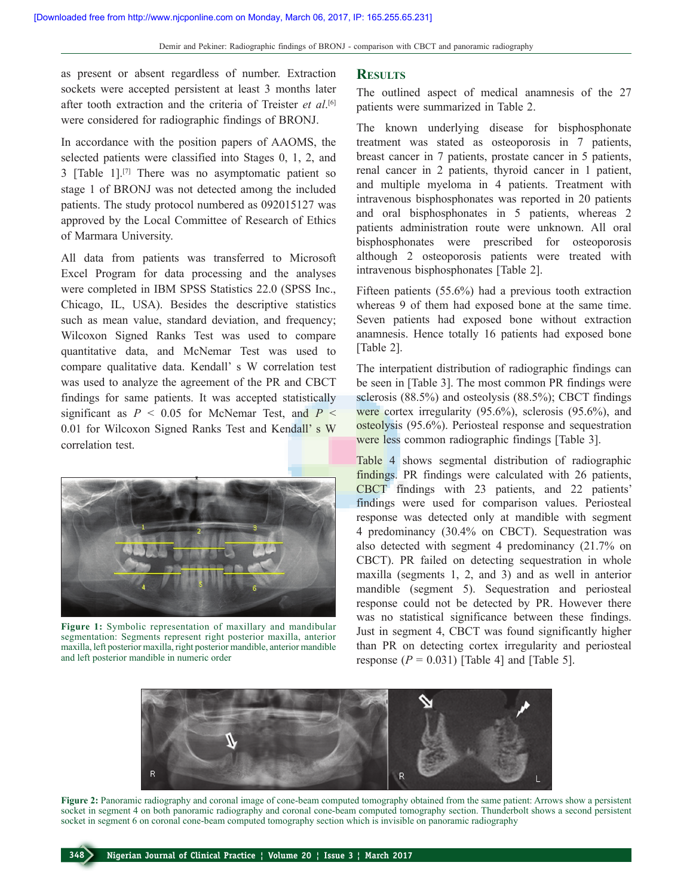as present or absent regardless of number. Extraction sockets were accepted persistent at least 3 months later after tooth extraction and the criteria of Treister *et al*.[6] were considered for radiographic findings of BRONJ.

In accordance with the position papers of AAOMS, the selected patients were classified into Stages 0, 1, 2, and 3 [Table 1].[7] There was no asymptomatic patient so stage 1 of BRONJ was not detected among the included patients. The study protocol numbered as 092015127 was approved by the Local Committee of Research of Ethics of Marmara University.

All data from patients was transferred to Microsoft Excel Program for data processing and the analyses were completed in IBM SPSS Statistics 22.0 (SPSS Inc., Chicago, IL, USA). Besides the descriptive statistics such as mean value, standard deviation, and frequency; Wilcoxon Signed Ranks Test was used to compare quantitative data, and McNemar Test was used to compare qualitative data. Kendall' s W correlation test was used to analyze the agreement of the PR and CBCT findings for same patients. It was accepted statistically significant as $P < 0.05$ for McNemar Test, and $P < 0.01$ for Wilcoxon Signed Ranks Test and Kendall' s W correlation test.

**Figure 1:** Symbolic representation of maxillary and mandibular segmentation: Segments represent right posterior maxilla, anterior maxilla, left posterior maxilla, right posterior mandible, anterior mandible and left posterior mandible in numeric order

## Results

The outlined aspect of medical anamnesis of the 27 patients were summarized in Table 2.

The known underlying disease for bisphosphonate treatment was stated as osteoporosis in 7 patients, breast cancer in 7 patients, prostate cancer in 5 patients, renal cancer in 2 patients, thyroid cancer in 1 patient, and multiple myeloma in 4 patients. Treatment with intravenous bisphosphonates was reported in 20 patients and oral bisphosphonates in 5 patients, whereas 2 patients administration route were unknown. All oral bisphosphonates were prescribed for osteoporosis although 2 osteoporosis patients were treated with intravenous bisphosphonates [Table 2].

Fifteen patients (55.6%) had a previous tooth extraction whereas 9 of them had exposed bone at the same time. Seven patients had exposed bone without extraction anamnesis. Hence totally 16 patients had exposed bone [Table 2].

The interpatient distribution of radiographic findings can be seen in [Table 3]. The most common PR findings were sclerosis (88.5%) and osteolysis (88.5%); CBCT findings were cortex irregularity (95.6%), sclerosis (95.6%), and osteolysis (95.6%). Periosteal response and sequestration were less common radiographic findings [Table 3].

Table 4 shows segmental distribution of radiographic findings. PR findings were calculated with 26 patients, CBCT findings with 23 patients, and 22 patients' findings were used for comparison values. Periosteal response was detected only at mandible with segment 4 predominancy (30.4% on CBCT). Sequestration was also detected with segment 4 predominancy (21.7% on CBCT). PR failed on detecting sequestration in whole maxilla (segments 1, 2, and 3) and as well in anterior mandible (segment 5). Sequestration and periosteal response could not be detected by PR. However there was no statistical significance between these findings. Just in segment 4, CBCT was found significantly higher than PR on detecting cortex irregularity and periosteal response ($P = 0.031$) [Table 4] and [Table 5].

**Figure 2:** Panoramic radiography and coronal image of cone-beam computed tomography obtained from the same patient: Arrows show a persistent socket in segment 4 on both panoramic radiography and coronal cone-beam computed tomography section. Thunderbolt shows a second persistent socket in segment 6 on coronal cone-beam computed tomography section which is invisible on panoramic radiography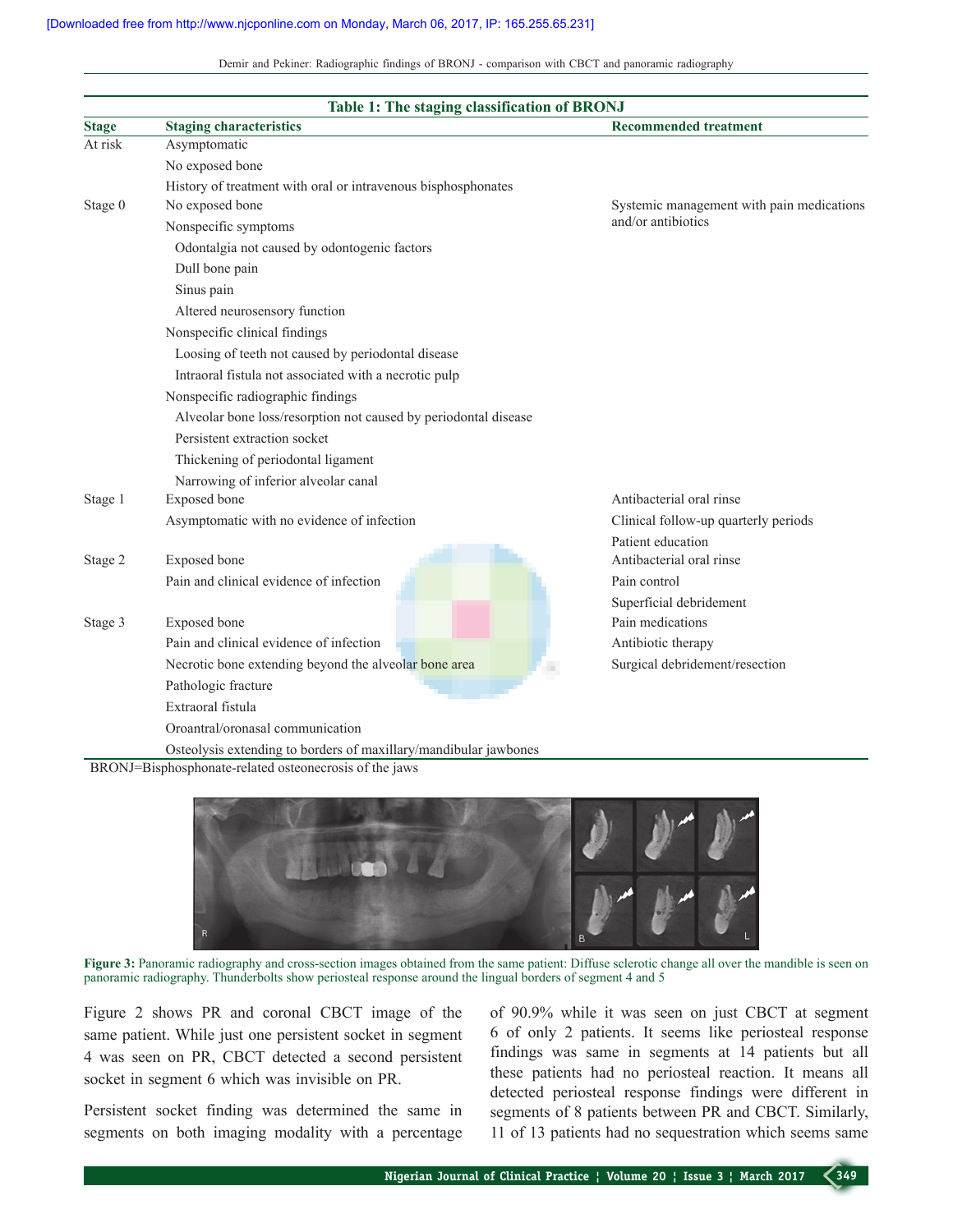**Table 1: The staging classification of BRONJ**

| Stage | Staging characteristics | Recommended treatment |
|---|---|---|
| At risk | Asymptomatic | |
| | No exposed bone | |
| | History of treatment with oral or intravenous bisphosphonates | |
| Stage 0 | No exposed bone | Systemic management with pain medications and/or antibiotics |
| | Nonspecific symptoms | |
| | Odontalgia not caused by odontogenic factors | |
| | Dull bone pain | |
| | Sinus pain | |
| | Altered neurosensory function | |
| | Nonspecific clinical findings | |
| | Loosing of teeth not caused by periodontal disease | |
| | Intraoral fistula not associated with a necrotic pulp | |
| | Nonspecific radiographic findings | |
| | Alveolar bone loss/resorption not caused by periodontal disease | |
| | Persistent extraction socket | |
| | Thickening of periodontal ligament | |
| | Narrowing of inferior alveolar canal | |
| Stage 1 | Exposed bone | Antibacterial oral rinse |
| | Asymptomatic with no evidence of infection | Clinical follow-up quarterly periods |
| | | Patient education |
| Stage 2 | Exposed bone | Antibacterial oral rinse |
| | Pain and clinical evidence of infection | Pain control |
| | | Superficial debridement |
| Stage 3 | Exposed bone | Pain medications |
| | Pain and clinical evidence of infection | Antibiotic therapy |
| | Necrotic bone extending beyond the alveolar bone area | Surgical debridement/resection |
| | Pathologic fracture | |
| | Extraoral fistula | |
| | Oroantral/oronasal communication | |
| | Osteolysis extending to borders of maxillary/mandibular jawbones | |

BRONJ=Bisphosphonate-related osteonecrosis of the jaws

**Figure 3:** Panoramic radiography and cross-section images obtained from the same patient: Diffuse sclerotic change all over the mandible is seen on panoramic radiography. Thunderbolts show periosteal response around the lingual borders of segment 4 and 5

Figure 2 shows PR and coronal CBCT image of the same patient. While just one persistent socket in segment 4 was seen on PR, CBCT detected a second persistent socket in segment 6 which was invisible on PR.

Persistent socket finding was determined the same in segments on both imaging modality with a percentage of 90.9% while it was seen on just CBCT at segment 6 of only 2 patients. It seems like periosteal response findings was same in segments at 14 patients but all these patients had no periosteal reaction. It means all detected periosteal response findings were different in segments of 8 patients between PR and CBCT. Similarly, 11 of 13 patients had no sequestration which seems same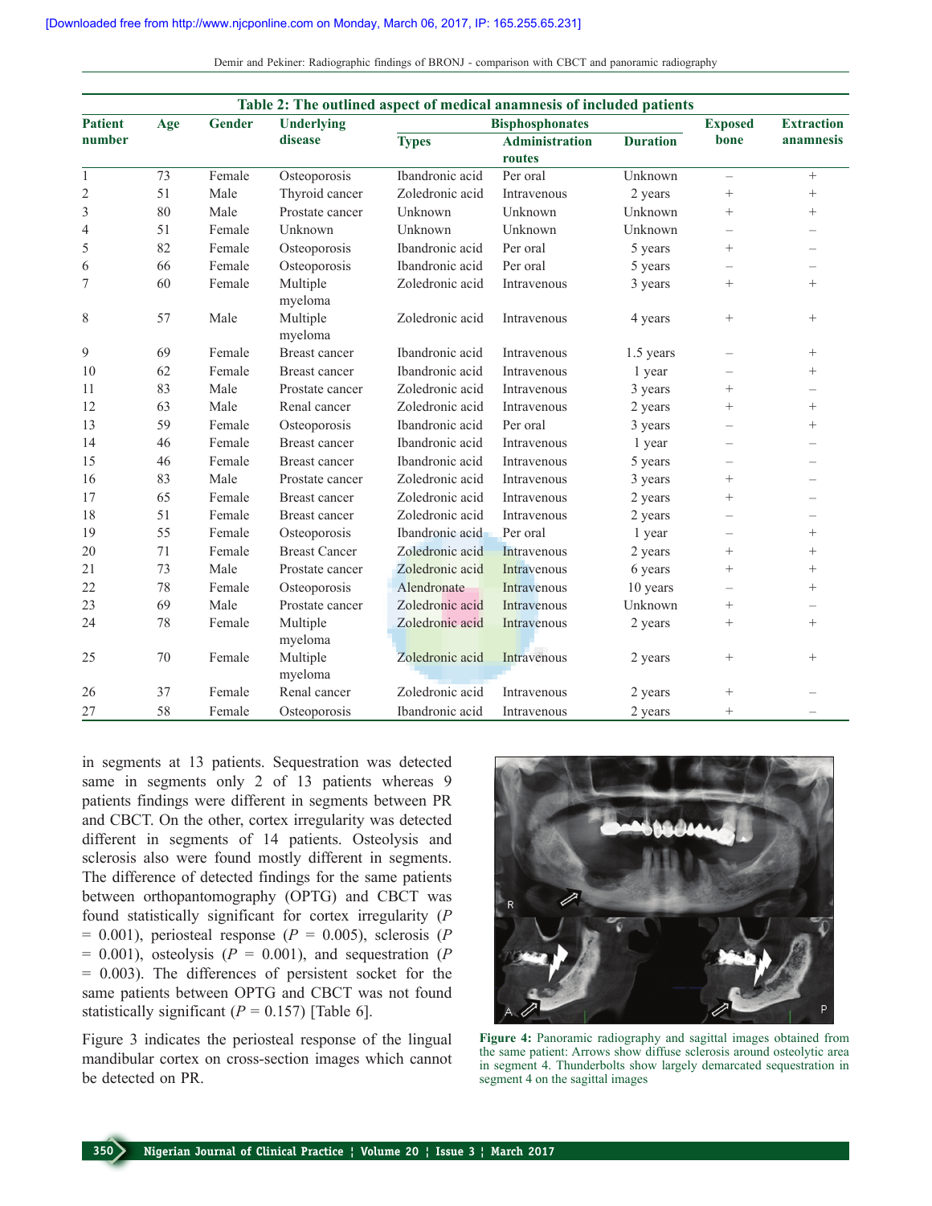**Table 2: The outlined aspect of medical anamnesis of included patients**

| Patient number | Age | Gender | Underlying disease | Bisphosphonates | | | Exposed bone | Extraction anamnesis |
|---|---|---|---|---|---|---|---|---|
| | | | | Types | Administration routes | Duration | | |
| 1 | 73 | Female | Osteoporosis | Ibandronic acid | Per oral | Unknown | – | + |
| 2 | 51 | Male | Thyroid cancer | Zoledronic acid | Intravenous | 2 years | + | + |
| 3 | 80 | Male | Prostate cancer | Unknown | Unknown | Unknown | + | + |
| 4 | 51 | Female | Unknown | Unknown | Unknown | Unknown | – | – |
| 5 | 82 | Female | Osteoporosis | Ibandronic acid | Per oral | 5 years | + | – |
| 6 | 66 | Female | Osteoporosis | Ibandronic acid | Per oral | 5 years | – | – |
| 7 | 60 | Female | Multiple myeloma | Zoledronic acid | Intravenous | 3 years | + | + |
| 8 | 57 | Male | Multiple myeloma | Zoledronic acid | Intravenous | 4 years | + | + |
| 9 | 69 | Female | Breast cancer | Ibandronic acid | Intravenous | 1.5 years | – | + |
| 10 | 62 | Female | Breast cancer | Ibandronic acid | Intravenous | 1 year | – | + |
| 11 | 83 | Male | Prostate cancer | Zoledronic acid | Intravenous | 3 years | + | – |
| 12 | 63 | Male | Renal cancer | Zoledronic acid | Intravenous | 2 years | + | + |
| 13 | 59 | Female | Osteoporosis | Ibandronic acid | Per oral | 3 years | – | + |
| 14 | 46 | Female | Breast cancer | Ibandronic acid | Intravenous | 1 year | – | – |
| 15 | 46 | Female | Breast cancer | Ibandronic acid | Intravenous | 5 years | – | – |
| 16 | 83 | Male | Prostate cancer | Zoledronic acid | Intravenous | 3 years | + | – |
| 17 | 65 | Female | Breast cancer | Zoledronic acid | Intravenous | 2 years | + | – |
| 18 | 51 | Female | Breast cancer | Zoledronic acid | Intravenous | 2 years | – | – |
| 19 | 55 | Female | Osteoporosis | Ibandronic acid | Per oral | 1 year | – | + |
| 20 | 71 | Female | Breast Cancer | Zoledronic acid | Intravenous | 2 years | + | + |
| 21 | 73 | Male | Prostate cancer | Zoledronic acid | Intravenous | 6 years | + | + |
| 22 | 78 | Female | Osteoporosis | Alendronate | Intravenous | 10 years | – | + |
| 23 | 69 | Male | Prostate cancer | Zoledronic acid | Intravenous | Unknown | + | – |
| 24 | 78 | Female | Multiple myeloma | Zoledronic acid | Intravenous | 2 years | + | + |
| 25 | 70 | Female | Multiple myeloma | Zoledronic acid | Intravenous | 2 years | + | + |
| 26 | 37 | Female | Renal cancer | Zoledronic acid | Intravenous | 2 years | + | – |
| 27 | 58 | Female | Osteoporosis | Ibandronic acid | Intravenous | 2 years | + | – |

in segments at 13 patients. Sequestration was detected same in segments only 2 of 13 patients whereas 9 patients findings were different in segments between PR and CBCT. On the other, cortex irregularity was detected different in segments of 14 patients. Osteolysis and sclerosis also were found mostly different in segments. The difference of detected findings for the same patients between orthopantomography (OPTG) and CBCT was found statistically significant for cortex irregularity ($P = 0.001$), periosteal response ($P = 0.005$), sclerosis ($P = 0.001$), osteolysis ($P = 0.001$), and sequestration ($P = 0.003$). The differences of persistent socket for the same patients between OPTG and CBCT was not found statistically significant ($P = 0.157$) [Table 6].

Figure 3 indicates the periosteal response of the lingual mandibular cortex on cross-section images which cannot be detected on PR.

**Figure 4:** Panoramic radiography and sagittal images obtained from the same patient: Arrows show diffuse sclerosis around osteolytic area in segment 4. Thunderbolts show largely demarcated sequestration in segment 4 on the sagittal images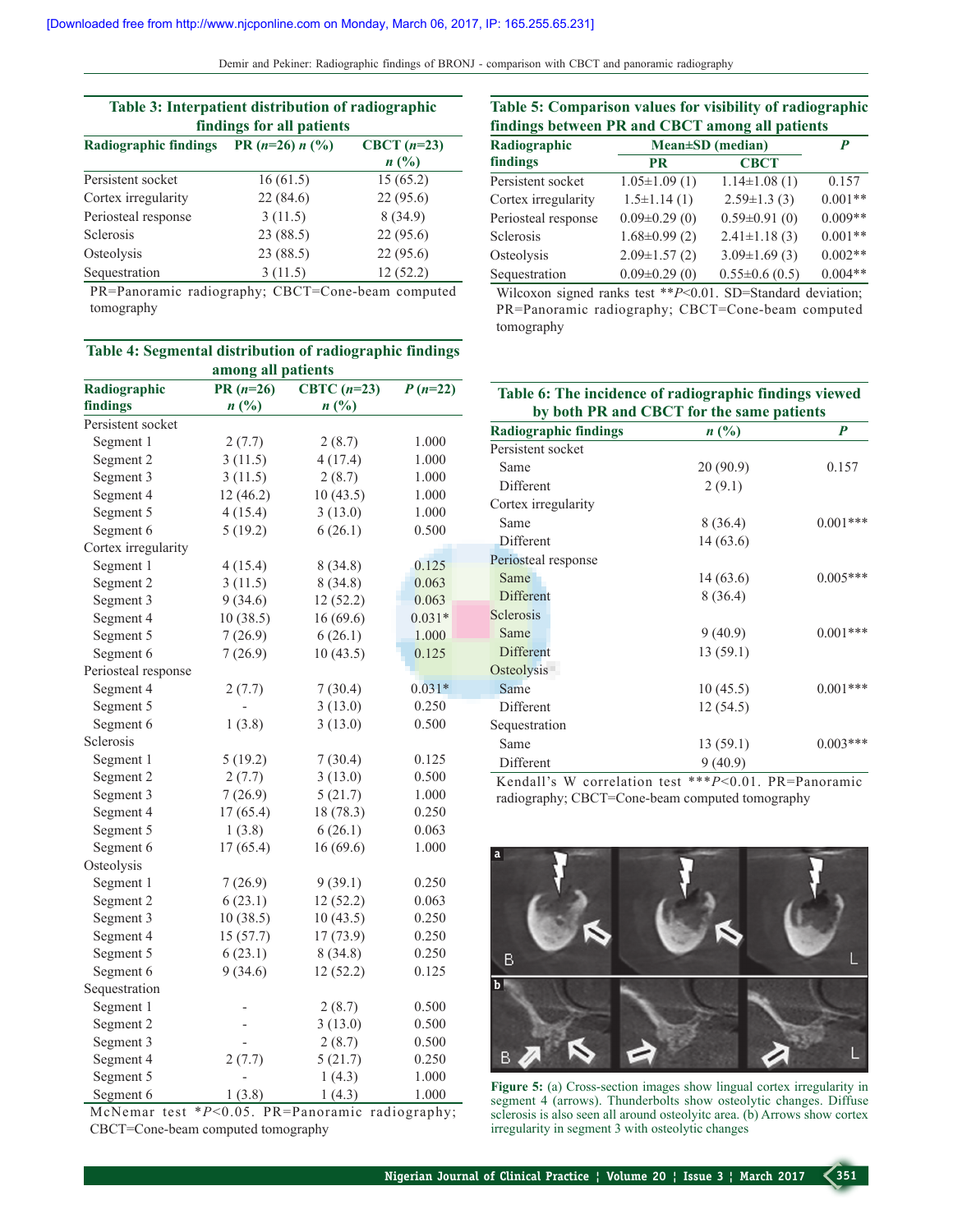**Table 3: Interpatient distribution of radiographic findings for all patients**

| Radiographic findings | PR (*n*=26) *n* (%) | CBCT (*n*=23) *n* (%) |
|---|---|---|
| Persistent socket | 16 (61.5) | 15 (65.2) |
| Cortex irregularity | 22 (84.6) | 22 (95.6) |
| Periosteal response | 3 (11.5) | 8 (34.9) |
| Sclerosis | 23 (88.5) | 22 (95.6) |
| Osteolysis | 23 (88.5) | 22 (95.6) |
| Sequestration | 3 (11.5) | 12 (52.2) |

PR=Panoramic radiography; CBCT=Cone-beam computed tomography

**Table 4: Segmental distribution of radiographic findings among all patients**

| Radiographic findings | PR (*n*=26) *n* (%) | CBTC (*n*=23) *n* (%) | *P* (*n*=22) |
|---|---|---|---|
| Persistent socket | | | |
| Segment 1 | 2 (7.7) | 2 (8.7) | 1.000 |
| Segment 2 | 3 (11.5) | 4 (17.4) | 1.000 |
| Segment 3 | 3 (11.5) | 2 (8.7) | 1.000 |
| Segment 4 | 12 (46.2) | 10 (43.5) | 1.000 |
| Segment 5 | 4 (15.4) | 3 (13.0) | 1.000 |
| Segment 6 | 5 (19.2) | 6 (26.1) | 0.500 |
| Cortex irregularity | | | |
| Segment 1 | 4 (15.4) | 8 (34.8) | 0.125 |
| Segment 2 | 3 (11.5) | 8 (34.8) | 0.063 |
| Segment 3 | 9 (34.6) | 12 (52.2) | 0.063 |
| Segment 4 | 10 (38.5) | 16 (69.6) | 0.031* |
| Segment 5 | 7 (26.9) | 6 (26.1) | 1.000 |
| Segment 6 | 7 (26.9) | 10 (43.5) | 0.125 |
| Periosteal response | | | |
| Segment 4 | 2 (7.7) | 7 (30.4) | 0.031* |
| Segment 5 | - | 3 (13.0) | 0.250 |
| Segment 6 | 1 (3.8) | 3 (13.0) | 0.500 |
| Sclerosis | | | |
| Segment 1 | 5 (19.2) | 7 (30.4) | 0.125 |
| Segment 2 | 2 (7.7) | 3 (13.0) | 0.500 |
| Segment 3 | 7 (26.9) | 5 (21.7) | 1.000 |
| Segment 4 | 17 (65.4) | 18 (78.3) | 0.250 |
| Segment 5 | 1 (3.8) | 6 (26.1) | 0.063 |
| Segment 6 | 17 (65.4) | 16 (69.6) | 1.000 |
| Osteolysis | | | |
| Segment 1 | 7 (26.9) | 9 (39.1) | 0.250 |
| Segment 2 | 6 (23.1) | 12 (52.2) | 0.063 |
| Segment 3 | 10 (38.5) | 10 (43.5) | 0.250 |
| Segment 4 | 15 (57.7) | 17 (73.9) | 0.250 |
| Segment 5 | 6 (23.1) | 8 (34.8) | 0.250 |
| Segment 6 | 9 (34.6) | 12 (52.2) | 0.125 |
| Sequestration | | | |
| Segment 1 | - | 2 (8.7) | 0.500 |
| Segment 2 | - | 3 (13.0) | 0.500 |
| Segment 3 | - | 2 (8.7) | 0.500 |
| Segment 4 | 2 (7.7) | 5 (21.7) | 0.250 |
| Segment 5 | - | 1 (4.3) | 1.000 |
| Segment 6 | 1 (3.8) | 1 (4.3) | 1.000 |

McNemar test *$P<0.05$. PR=Panoramic radiography; CBCT=Cone-beam computed tomography

**Table 5: Comparison values for visibility of radiographic findings between PR and CBCT among all patients**

| Radiographic findings | Mean±SD (median) | | *P* |
|---|---|---|---|
| | PR | CBCT | |
| Persistent socket | 1.05±1.09 (1) | 1.14±1.08 (1) | 0.157 |
| Cortex irregularity | 1.5±1.14 (1) | 2.59±1.3 (3) | 0.001** |
| Periosteal response | 0.09±0.29 (0) | 0.59±0.91 (0) | 0.009** |
| Sclerosis | 1.68±0.99 (2) | 2.41±1.18 (3) | 0.001** |
| Osteolysis | 2.09±1.57 (2) | 3.09±1.69 (3) | 0.002** |
| Sequestration | 0.09±0.29 (0) | 0.55±0.6 (0.5) | 0.004** |

Wilcoxon signed ranks test **$P<0.01$. SD=Standard deviation; PR=Panoramic radiography; CBCT=Cone-beam computed tomography

**Table 6: The incidence of radiographic findings viewed by both PR and CBCT for the same patients**

| Radiographic findings | *n* (%) | *P* |
|---|---|---|
| Persistent socket | | |
| Same | 20 (90.9) | 0.157 |
| Different | 2 (9.1) | |
| Cortex irregularity | | |
| Same | 8 (36.4) | 0.001*** |
| Different | 14 (63.6) | |
| Periosteal response | | |
| Same | 14 (63.6) | 0.005*** |
| Different | 8 (36.4) | |
| Sclerosis | | |
| Same | 9 (40.9) | 0.001*** |
| Different | 13 (59.1) | |
| Osteolysis | | |
| Same | 10 (45.5) | 0.001*** |
| Different | 12 (54.5) | |
| Sequestration | | |
| Same | 13 (59.1) | 0.003*** |
| Different | 9 (40.9) | |

Kendall's W correlation test ***$P<0.01$. PR=Panoramic radiography; CBCT=Cone-beam computed tomography

**Figure 5:** (a) Cross-section images show lingual cortex irregularity in segment 4 (arrows). Thunderbolts show osteolytic changes. Diffuse sclerosis is also seen all around osteolyitc area. (b) Arrows show cortex irregularity in segment 3 with osteolytic changes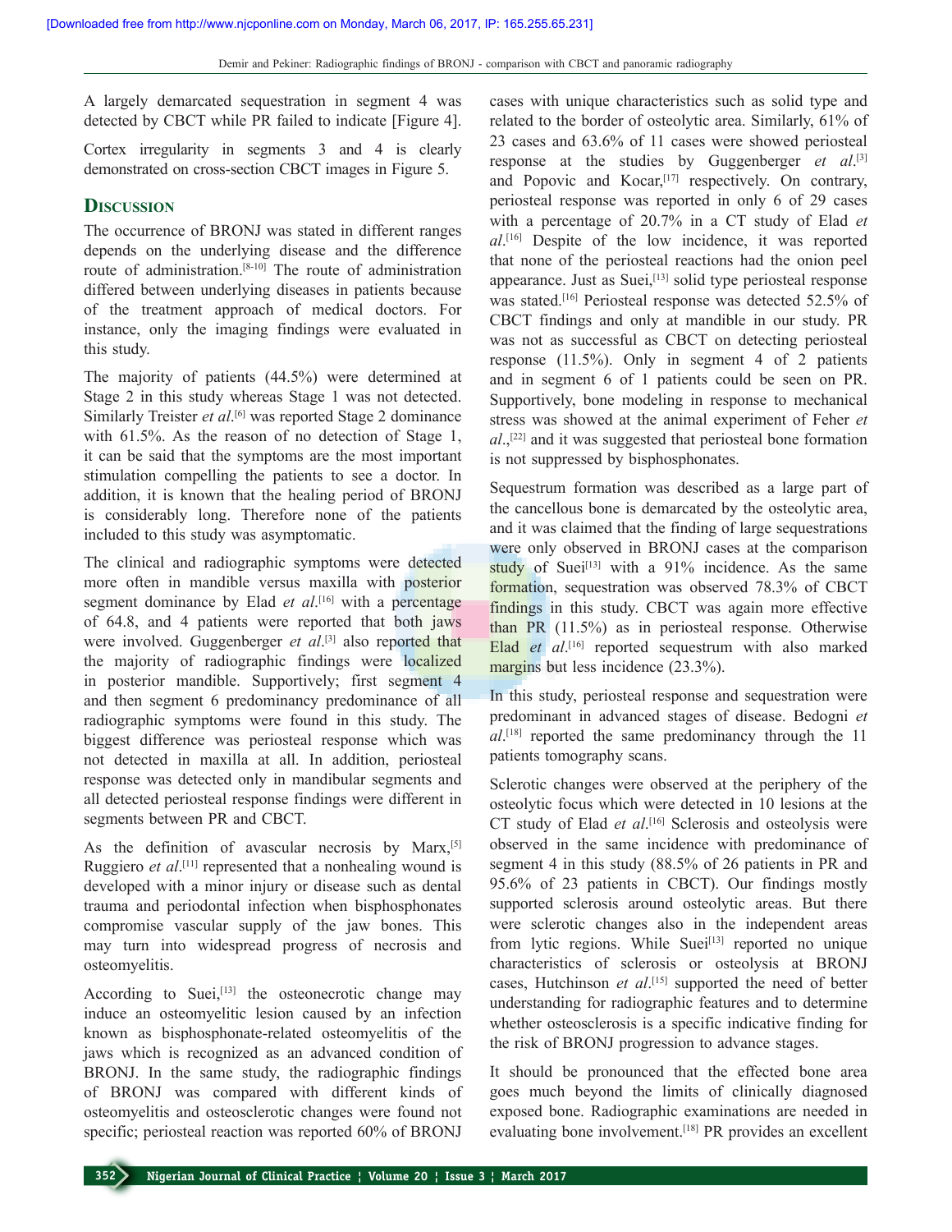A largely demarcated sequestration in segment 4 was detected by CBCT while PR failed to indicate [Figure 4].

Cortex irregularity in segments 3 and 4 is clearly demonstrated on cross-section CBCT images in Figure 5.

## Discussion

The occurrence of BRONJ was stated in different ranges depends on the underlying disease and the difference route of administration.[8-10] The route of administration differed between underlying diseases in patients because of the treatment approach of medical doctors. For instance, only the imaging findings were evaluated in this study.

The majority of patients (44.5%) were determined at Stage 2 in this study whereas Stage 1 was not detected. Similarly Treister *et al*.[6] was reported Stage 2 dominance with 61.5%. As the reason of no detection of Stage 1, it can be said that the symptoms are the most important stimulation compelling the patients to see a doctor. In addition, it is known that the healing period of BRONJ is considerably long. Therefore none of the patients included to this study was asymptomatic.

The clinical and radiographic symptoms were detected more often in mandible versus maxilla with posterior segment dominance by Elad *et al*.[16] with a percentage of 64.8, and 4 patients were reported that both jaws were involved. Guggenberger *et al*.[3] also reported that the majority of radiographic findings were localized in posterior mandible. Supportively; first segment 4 and then segment 6 predominancy predominance of all radiographic symptoms were found in this study. The biggest difference was periosteal response which was not detected in maxilla at all. In addition, periosteal response was detected only in mandibular segments and all detected periosteal response findings were different in segments between PR and CBCT.

As the definition of avascular necrosis by Marx,[5] Ruggiero *et al*.[11] represented that a nonhealing wound is developed with a minor injury or disease such as dental trauma and periodontal infection when bisphosphonates compromise vascular supply of the jaw bones. This may turn into widespread progress of necrosis and osteomyelitis.

According to Suei,[13] the osteonecrotic change may induce an osteomyelitic lesion caused by an infection known as bisphosphonate-related osteomyelitis of the jaws which is recognized as an advanced condition of BRONJ. In the same study, the radiographic findings of BRONJ was compared with different kinds of osteomyelitis and osteosclerotic changes were found not specific; periosteal reaction was reported 60% of BRONJ cases with unique characteristics such as solid type and related to the border of osteolytic area. Similarly, 61% of 23 cases and 63.6% of 11 cases were showed periosteal response at the studies by Guggenberger *et al*.[3] and Popovic and Kocar,[17] respectively. On contrary, periosteal response was reported in only 6 of 29 cases with a percentage of 20.7% in a CT study of Elad *et al*.[16] Despite of the low incidence, it was reported that none of the periosteal reactions had the onion peel appearance. Just as Suei,[13] solid type periosteal response was stated.[16] Periosteal response was detected 52.5% of CBCT findings and only at mandible in our study. PR was not as successful as CBCT on detecting periosteal response (11.5%). Only in segment 4 of 2 patients and in segment 6 of 1 patients could be seen on PR. Supportively, bone modeling in response to mechanical stress was showed at the animal experiment of Feher *et al*.,[22] and it was suggested that periosteal bone formation is not suppressed by bisphosphonates.

Sequestrum formation was described as a large part of the cancellous bone is demarcated by the osteolytic area, and it was claimed that the finding of large sequestrations were only observed in BRONJ cases at the comparison study of Suei[13] with a 91% incidence. As the same formation, sequestration was observed 78.3% of CBCT findings in this study. CBCT was again more effective than PR (11.5%) as in periosteal response. Otherwise Elad *et al*.[16] reported sequestrum with also marked margins but less incidence (23.3%).

In this study, periosteal response and sequestration were predominant in advanced stages of disease. Bedogni *et al*.[18] reported the same predominancy through the 11 patients tomography scans.

Sclerotic changes were observed at the periphery of the osteolytic focus which were detected in 10 lesions at the CT study of Elad *et al*.[16] Sclerosis and osteolysis were observed in the same incidence with predominance of segment 4 in this study (88.5% of 26 patients in PR and 95.6% of 23 patients in CBCT). Our findings mostly supported sclerosis around osteolytic areas. But there were sclerotic changes also in the independent areas from lytic regions. While Suei[13] reported no unique characteristics of sclerosis or osteolysis at BRONJ cases, Hutchinson *et al*.[15] supported the need of better understanding for radiographic features and to determine whether osteosclerosis is a specific indicative finding for the risk of BRONJ progression to advance stages.

It should be pronounced that the effected bone area goes much beyond the limits of clinically diagnosed exposed bone. Radiographic examinations are needed in evaluating bone involvement.[18] PR provides an excellent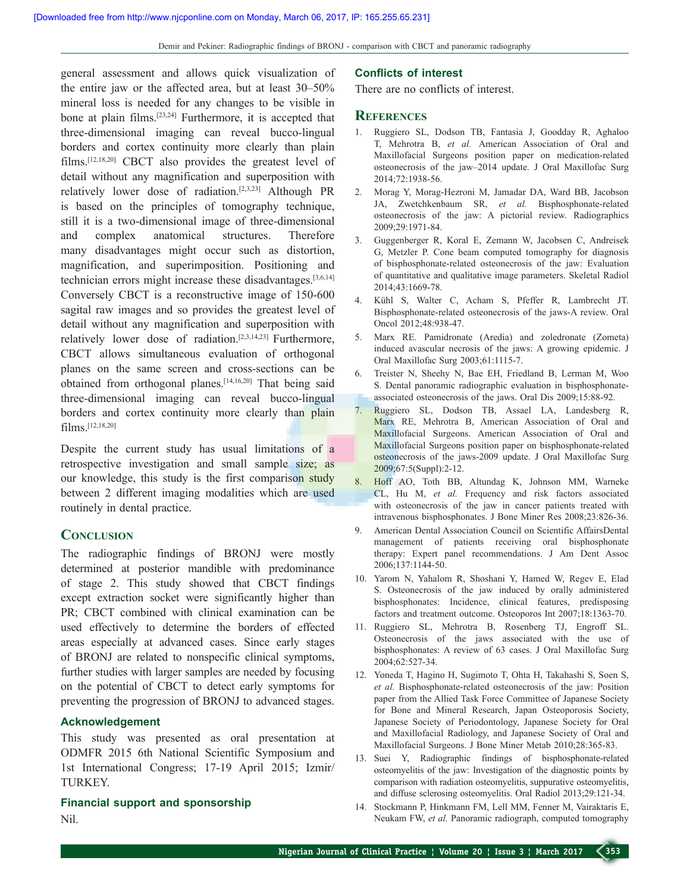general assessment and allows quick visualization of the entire jaw or the affected area, but at least 30–50% mineral loss is needed for any changes to be visible in bone at plain films.[23,24] Furthermore, it is accepted that three-dimensional imaging can reveal bucco-lingual borders and cortex continuity more clearly than plain films.[12,18,20] CBCT also provides the greatest level of detail without any magnification and superposition with relatively lower dose of radiation.[2,3,23] Although PR is based on the principles of tomography technique, still it is a two-dimensional image of three-dimensional and complex anatomical structures. Therefore many disadvantages might occur such as distortion, magnification, and superimposition. Positioning and technician errors might increase these disadvantages.[3,6,14] Conversely CBCT is a reconstructive image of 150-600 sagital raw images and so provides the greatest level of detail without any magnification and superposition with relatively lower dose of radiation.[2,3,14,23] Furthermore, CBCT allows simultaneous evaluation of orthogonal planes on the same screen and cross-sections can be obtained from orthogonal planes.[14,16,20] That being said three-dimensional imaging can reveal bucco-lingual borders and cortex continuity more clearly than plain films.[12,18,20]

Despite the current study has usual limitations of a retrospective investigation and small sample size; as our knowledge, this study is the first comparison study between 2 different imaging modalities which are used routinely in dental practice.

## Conclusion

The radiographic findings of BRONJ were mostly determined at posterior mandible with predominance of stage 2. This study showed that CBCT findings except extraction socket were significantly higher than PR; CBCT combined with clinical examination can be used effectively to determine the borders of effected areas especially at advanced cases. Since early stages of BRONJ are related to nonspecific clinical symptoms, further studies with larger samples are needed by focusing on the potential of CBCT to detect early symptoms for preventing the progression of BRONJ to advanced stages.

### Acknowledgement

This study was presented as oral presentation at ODMFR 2015 6th National Scientific Symposium and 1st International Congress; 17-19 April 2015; Izmir/TURKEY.

### Financial support and sponsorship

Nil.

### Conflicts of interest

There are no conflicts of interest.

## References

1. Ruggiero SL, Dodson TB, Fantasia J, Goodday R, Aghaloo T, Mehrotra B, *et al.* American Association of Oral and Maxillofacial Surgeons position paper on medication-related osteonecrosis of the jaw–2014 update. J Oral Maxillofac Surg 2014;72:1938-56.
2. Morag Y, Morag-Hezroni M, Jamadar DA, Ward BB, Jacobson JA, Zwetchkenbaum SR, *et al.* Bisphosphonate-related osteonecrosis of the jaw: A pictorial review. Radiographics 2009;29:1971-84.
3. Guggenberger R, Koral E, Zemann W, Jacobsen C, Andreisek G, Metzler P. Cone beam computed tomography for diagnosis of bisphosphonate-related osteonecrosis of the jaw: Evaluation of quantitative and qualitative image parameters. Skeletal Radiol 2014;43:1669-78.
4. Kühl S, Walter C, Acham S, Pfeffer R, Lambrecht JT. Bisphosphonate-related osteonecrosis of the jaws-A review. Oral Oncol 2012;48:938-47.
5. Marx RE. Pamidronate (Aredia) and zoledronate (Zometa) induced avascular necrosis of the jaws: A growing epidemic. J Oral Maxillofac Surg 2003;61:1115-7.
6. Treister N, Sheehy N, Bae EH, Friedland B, Lerman M, Woo S. Dental panoramic radiographic evaluation in bisphosphonate-associated osteonecrosis of the jaws. Oral Dis 2009;15:88-92.
7. Ruggiero SL, Dodson TB, Assael LA, Landesberg R, Marx RE, Mehrotra B, American Association of Oral and Maxillofacial Surgeons. American Association of Oral and Maxillofacial Surgeons position paper on bisphosphonate-related osteonecrosis of the jaws-2009 update. J Oral Maxillofac Surg 2009;67:5(Suppl):2-12.
8. Hoff AO, Toth BB, Altundag K, Johnson MM, Warneke CL, Hu M, *et al.* Frequency and risk factors associated with osteonecrosis of the jaw in cancer patients treated with intravenous bisphosphonates. J Bone Miner Res 2008;23:826-36.
9. American Dental Association Council on Scientific AffairsDental management of patients receiving oral bisphosphonate therapy: Expert panel recommendations. J Am Dent Assoc 2006;137:1144-50.
10. Yarom N, Yahalom R, Shoshani Y, Hamed W, Regev E, Elad S. Osteonecrosis of the jaw induced by orally administered bisphosphonates: Incidence, clinical features, predisposing factors and treatment outcome. Osteoporos Int 2007;18:1363-70.
11. Ruggiero SL, Mehrotra B, Rosenberg TJ, Engroff SL. Osteonecrosis of the jaws associated with the use of bisphosphonates: A review of 63 cases. J Oral Maxillofac Surg 2004;62:527-34.
12. Yoneda T, Hagino H, Sugimoto T, Ohta H, Takahashi S, Soen S, *et al.* Bisphosphonate-related osteonecrosis of the jaw: Position paper from the Allied Task Force Committee of Japanese Society for Bone and Mineral Research, Japan Osteoporosis Society, Japanese Society of Periodontology, Japanese Society for Oral and Maxillofacial Radiology, and Japanese Society of Oral and Maxillofacial Surgeons. J Bone Miner Metab 2010;28:365-83.
13. Suei Y, Radiographic findings of bisphosphonate-related osteomyelitis of the jaw: Investigation of the diagnostic points by comparison with radiation osteomyelitis, suppurative osteomyelitis, and diffuse sclerosing osteomyelitis. Oral Radiol 2013;29:121-34.
14. Stockmann P, Hinkmann FM, Lell MM, Fenner M, Vairaktaris E, Neukam FW, *et al.* Panoramic radiograph, computed tomography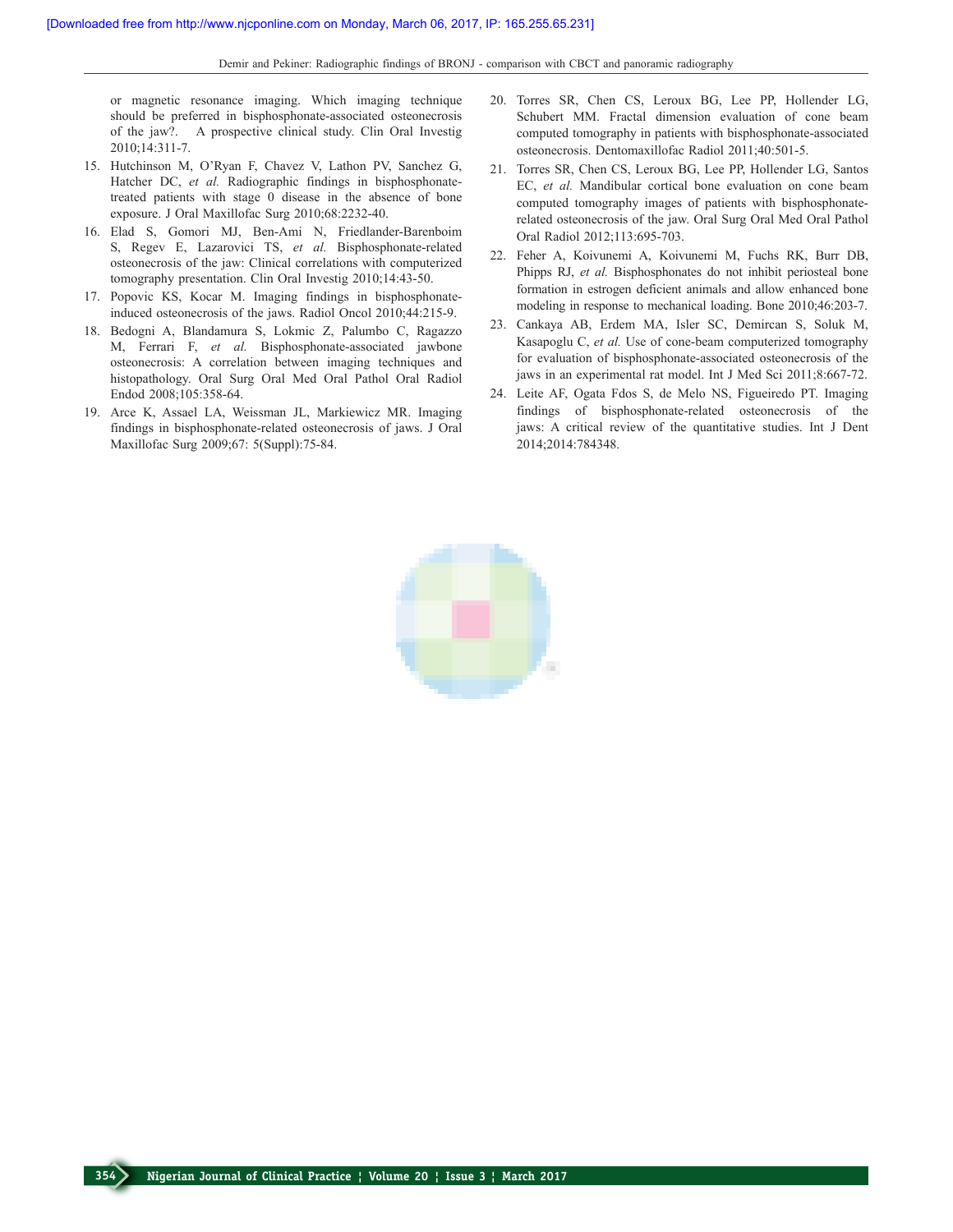or magnetic resonance imaging. Which imaging technique should be preferred in bisphosphonate-associated osteonecrosis of the jaw?. A prospective clinical study. Clin Oral Investig 2010;14:311-7.

15. Hutchinson M, O'Ryan F, Chavez V, Lathon PV, Sanchez G, Hatcher DC, *et al.* Radiographic findings in bisphosphonate-treated patients with stage 0 disease in the absence of bone exposure. J Oral Maxillofac Surg 2010;68:2232-40.
16. Elad S, Gomori MJ, Ben-Ami N, Friedlander-Barenboim S, Regev E, Lazarovici TS, *et al.* Bisphosphonate-related osteonecrosis of the jaw: Clinical correlations with computerized tomography presentation. Clin Oral Investig 2010;14:43-50.
17. Popovic KS, Kocar M. Imaging findings in bisphosphonate-induced osteonecrosis of the jaws. Radiol Oncol 2010;44:215-9.
18. Bedogni A, Blandamura S, Lokmic Z, Palumbo C, Ragazzo M, Ferrari F, *et al.* Bisphosphonate-associated jawbone osteonecrosis: A correlation between imaging techniques and histopathology. Oral Surg Oral Med Oral Pathol Oral Radiol Endod 2008;105:358-64.
19. Arce K, Assael LA, Weissman JL, Markiewicz MR. Imaging findings in bisphosphonate-related osteonecrosis of jaws. J Oral Maxillofac Surg 2009;67: 5(Suppl):75-84.
20. Torres SR, Chen CS, Leroux BG, Lee PP, Hollender LG, Schubert MM. Fractal dimension evaluation of cone beam computed tomography in patients with bisphosphonate-associated osteonecrosis. Dentomaxillofac Radiol 2011;40:501-5.
21. Torres SR, Chen CS, Leroux BG, Lee PP, Hollender LG, Santos EC, *et al.* Mandibular cortical bone evaluation on cone beam computed tomography images of patients with bisphosphonate-related osteonecrosis of the jaw. Oral Surg Oral Med Oral Pathol Oral Radiol 2012;113:695-703.
22. Feher A, Koivunemi A, Koivunemi M, Fuchs RK, Burr DB, Phipps RJ, *et al.* Bisphosphonates do not inhibit periosteal bone formation in estrogen deficient animals and allow enhanced bone modeling in response to mechanical loading. Bone 2010;46:203-7.
23. Cankaya AB, Erdem MA, Isler SC, Demircan S, Soluk M, Kasapoglu C, *et al.* Use of cone-beam computerized tomography for evaluation of bisphosphonate-associated osteonecrosis of the jaws in an experimental rat model. Int J Med Sci 2011;8:667-72.
24. Leite AF, Ogata Fdos S, de Melo NS, Figueiredo PT. Imaging findings of bisphosphonate-related osteonecrosis of the jaws: A critical review of the quantitative studies. Int J Dent 2014;2014:784348.